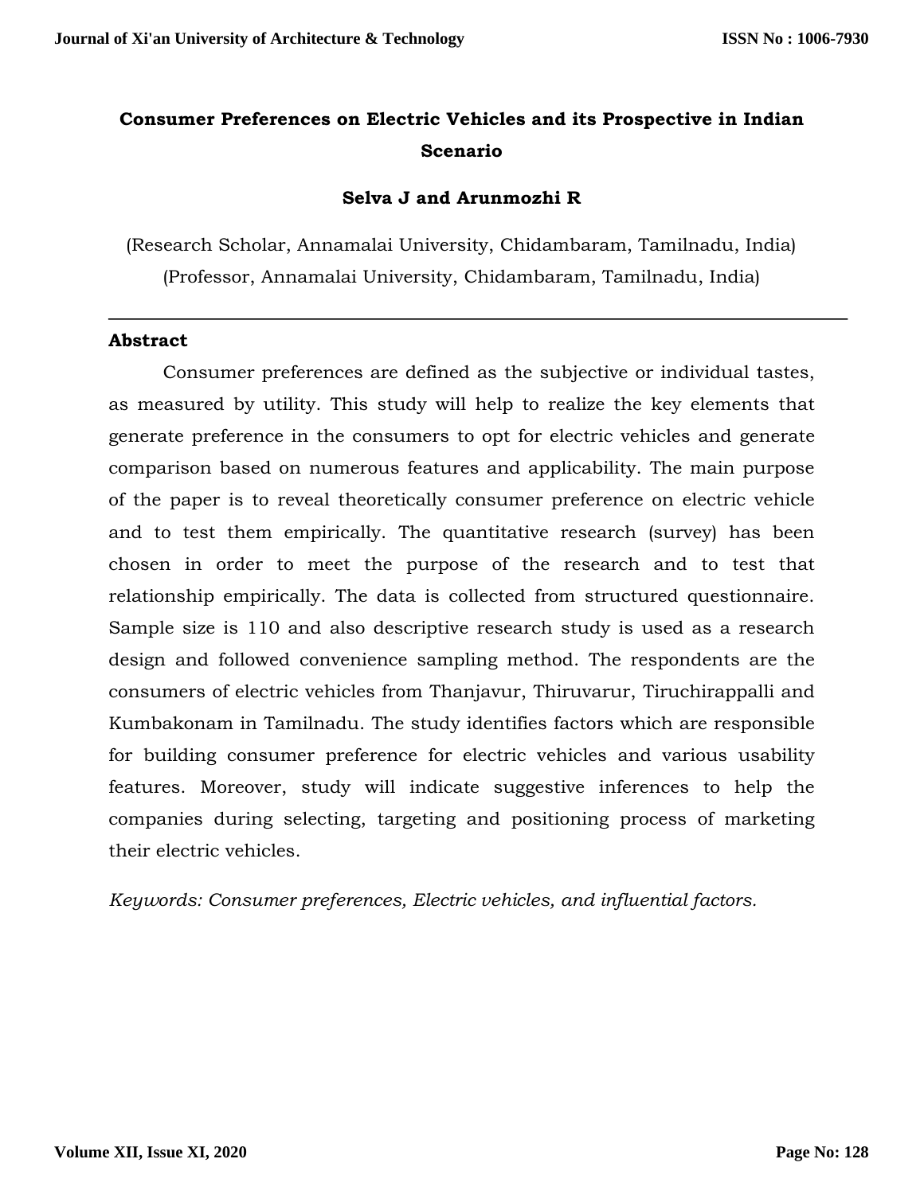# Consumer Preferences on Electric Vehicles and its Prospective in Indian Scenario

**Selva J and Arunmozhi R**

(Research Scholar, Annamalai University, Chidambaram, Tamilnadu, India)
(Professor, Annamalai University, Chidambaram, Tamilnadu, India)

---

## Abstract

Consumer preferences are defined as the subjective or individual tastes, as measured by utility. This study will help to realize the key elements that generate preference in the consumers to opt for electric vehicles and generate comparison based on numerous features and applicability. The main purpose of the paper is to reveal theoretically consumer preference on electric vehicle and to test them empirically. The quantitative research (survey) has been chosen in order to meet the purpose of the research and to test that relationship empirically. The data is collected from structured questionnaire. Sample size is 110 and also descriptive research study is used as a research design and followed convenience sampling method. The respondents are the consumers of electric vehicles from Thanjavur, Thiruvarur, Tiruchirappalli and Kumbakonam in Tamilnadu. The study identifies factors which are responsible for building consumer preference for electric vehicles and various usability features. Moreover, study will indicate suggestive inferences to help the companies during selecting, targeting and positioning process of marketing their electric vehicles.

*Keywords: Consumer preferences, Electric vehicles, and influential factors.*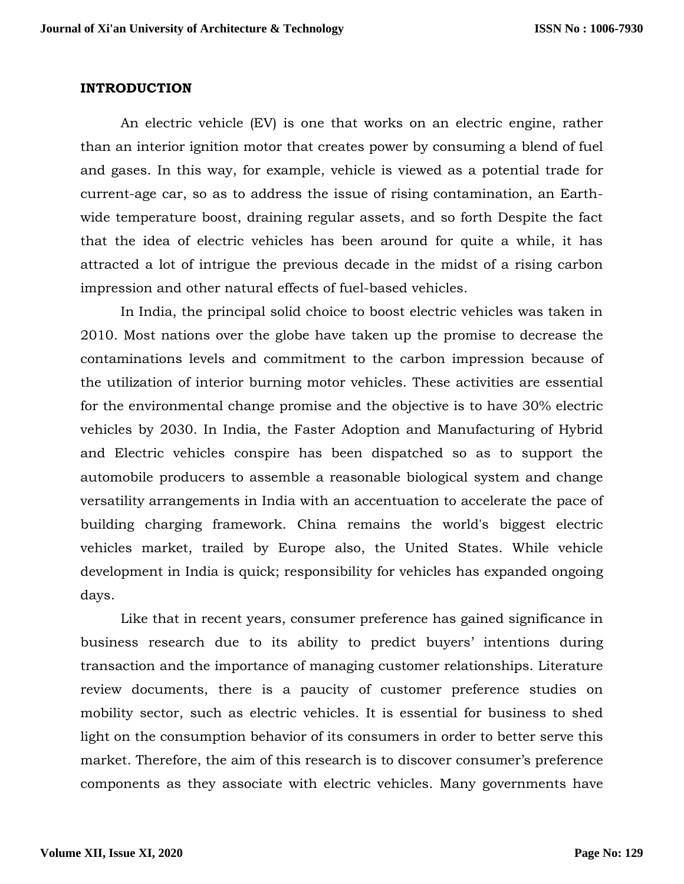## INTRODUCTION

An electric vehicle (EV) is one that works on an electric engine, rather than an interior ignition motor that creates power by consuming a blend of fuel and gases. In this way, for example, vehicle is viewed as a potential trade for current-age car, so as to address the issue of rising contamination, an Earth-wide temperature boost, draining regular assets, and so forth Despite the fact that the idea of electric vehicles has been around for quite a while, it has attracted a lot of intrigue the previous decade in the midst of a rising carbon impression and other natural effects of fuel-based vehicles.

In India, the principal solid choice to boost electric vehicles was taken in 2010. Most nations over the globe have taken up the promise to decrease the contaminations levels and commitment to the carbon impression because of the utilization of interior burning motor vehicles. These activities are essential for the environmental change promise and the objective is to have 30% electric vehicles by 2030. In India, the Faster Adoption and Manufacturing of Hybrid and Electric vehicles conspire has been dispatched so as to support the automobile producers to assemble a reasonable biological system and change versatility arrangements in India with an accentuation to accelerate the pace of building charging framework. China remains the world's biggest electric vehicles market, trailed by Europe also, the United States. While vehicle development in India is quick; responsibility for vehicles has expanded ongoing days.

Like that in recent years, consumer preference has gained significance in business research due to its ability to predict buyers' intentions during transaction and the importance of managing customer relationships. Literature review documents, there is a paucity of customer preference studies on mobility sector, such as electric vehicles. It is essential for business to shed light on the consumption behavior of its consumers in order to better serve this market. Therefore, the aim of this research is to discover consumer's preference components as they associate with electric vehicles. Many governments have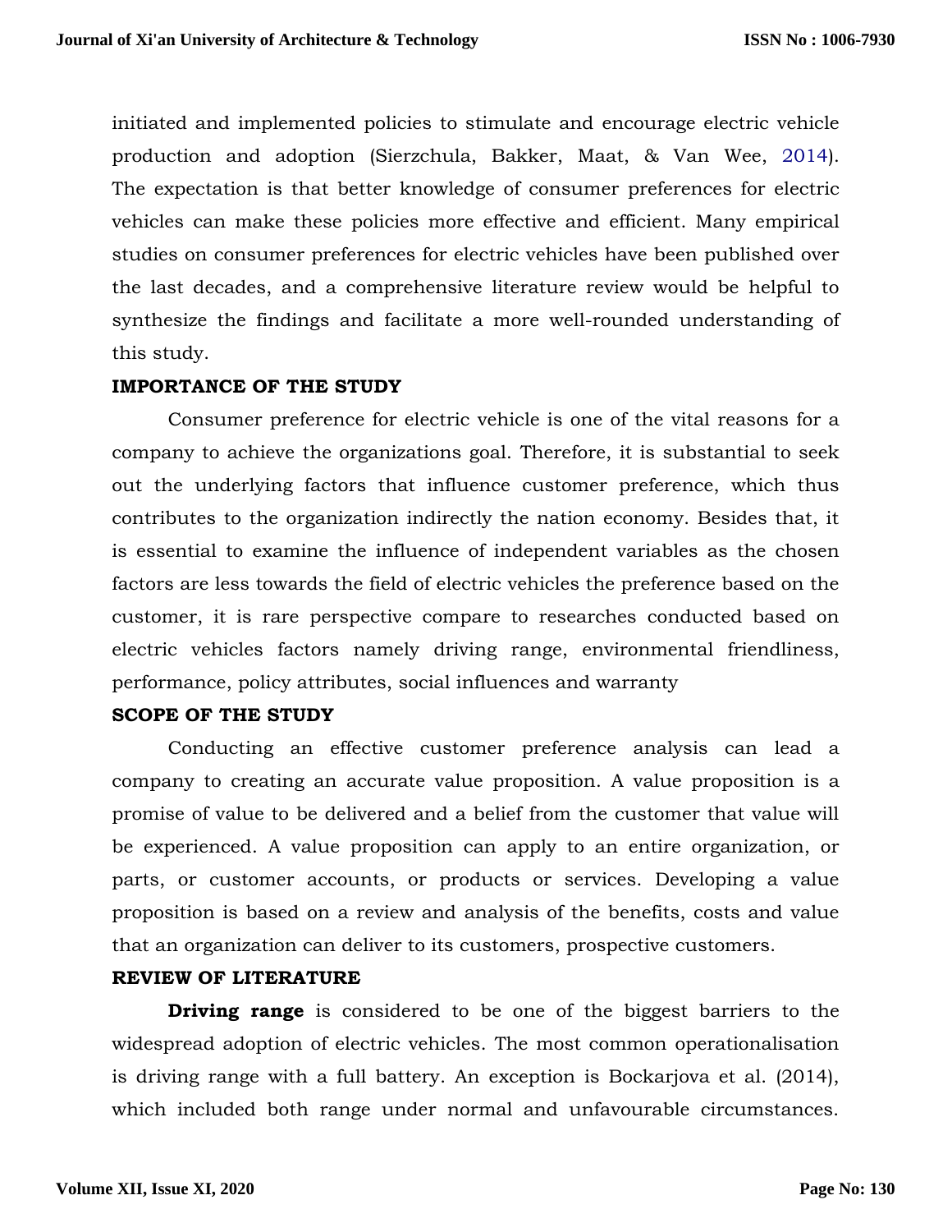initiated and implemented policies to stimulate and encourage electric vehicle production and adoption (Sierzchula, Bakker, Maat, & Van Wee, 2014). The expectation is that better knowledge of consumer preferences for electric vehicles can make these policies more effective and efficient. Many empirical studies on consumer preferences for electric vehicles have been published over the last decades, and a comprehensive literature review would be helpful to synthesize the findings and facilitate a more well-rounded understanding of this study.

## IMPORTANCE OF THE STUDY

Consumer preference for electric vehicle is one of the vital reasons for a company to achieve the organizations goal. Therefore, it is substantial to seek out the underlying factors that influence customer preference, which thus contributes to the organization indirectly the nation economy. Besides that, it is essential to examine the influence of independent variables as the chosen factors are less towards the field of electric vehicles the preference based on the customer, it is rare perspective compare to researches conducted based on electric vehicles factors namely driving range, environmental friendliness, performance, policy attributes, social influences and warranty

## SCOPE OF THE STUDY

Conducting an effective customer preference analysis can lead a company to creating an accurate value proposition. A value proposition is a promise of value to be delivered and a belief from the customer that value will be experienced. A value proposition can apply to an entire organization, or parts, or customer accounts, or products or services. Developing a value proposition is based on a review and analysis of the benefits, costs and value that an organization can deliver to its customers, prospective customers.

## REVIEW OF LITERATURE

**Driving range** is considered to be one of the biggest barriers to the widespread adoption of electric vehicles. The most common operationalisation is driving range with a full battery. An exception is Bockarjova et al. (2014), which included both range under normal and unfavourable circumstances.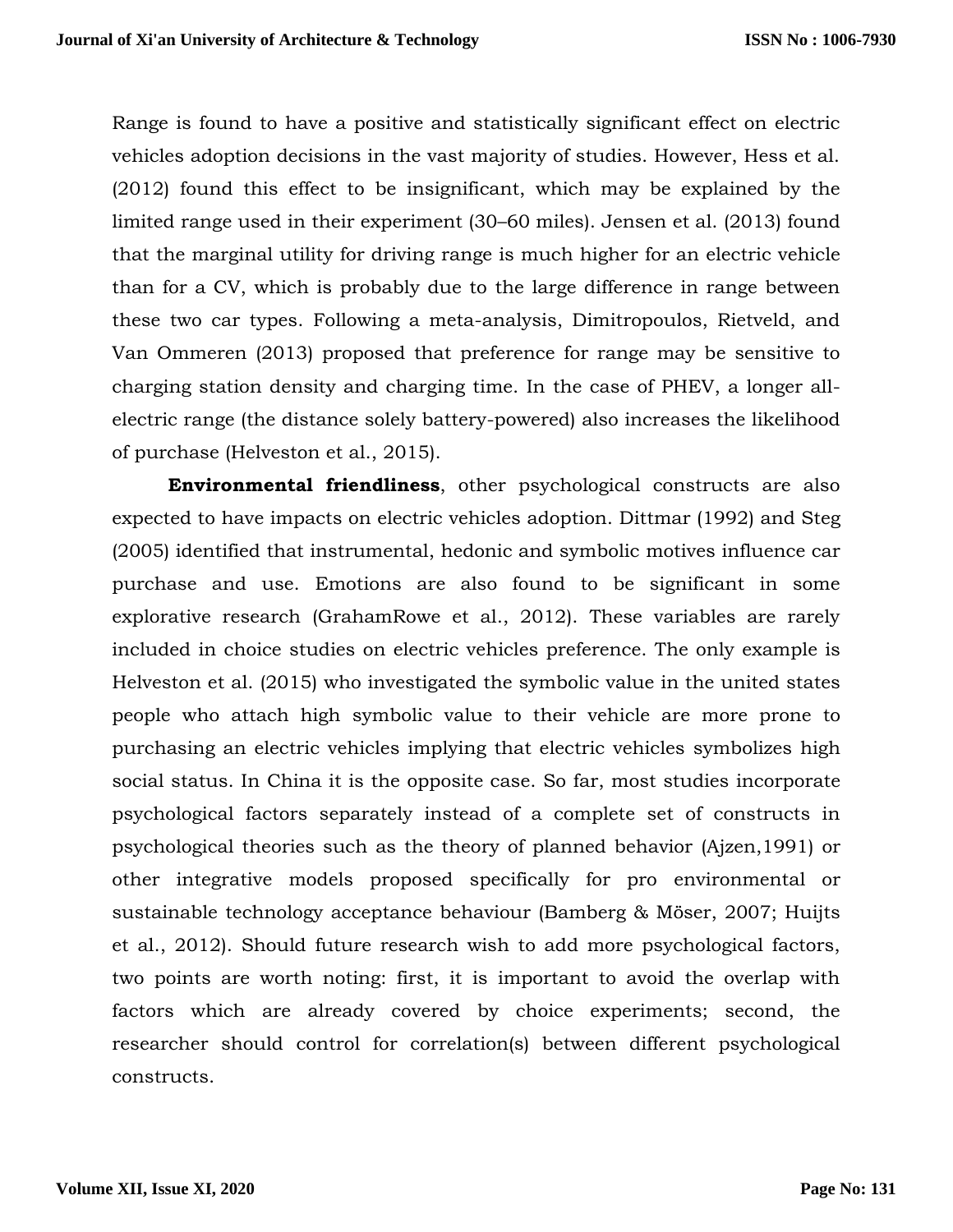Range is found to have a positive and statistically significant effect on electric vehicles adoption decisions in the vast majority of studies. However, Hess et al. (2012) found this effect to be insignificant, which may be explained by the limited range used in their experiment (30–60 miles). Jensen et al. (2013) found that the marginal utility for driving range is much higher for an electric vehicle than for a CV, which is probably due to the large difference in range between these two car types. Following a meta-analysis, Dimitropoulos, Rietveld, and Van Ommeren (2013) proposed that preference for range may be sensitive to charging station density and charging time. In the case of PHEV, a longer all-electric range (the distance solely battery-powered) also increases the likelihood of purchase (Helveston et al., 2015).

**Environmental friendliness**, other psychological constructs are also expected to have impacts on electric vehicles adoption. Dittmar (1992) and Steg (2005) identified that instrumental, hedonic and symbolic motives influence car purchase and use. Emotions are also found to be significant in some explorative research (GrahamRowe et al., 2012). These variables are rarely included in choice studies on electric vehicles preference. The only example is Helveston et al. (2015) who investigated the symbolic value in the united states people who attach high symbolic value to their vehicle are more prone to purchasing an electric vehicles implying that electric vehicles symbolizes high social status. In China it is the opposite case. So far, most studies incorporate psychological factors separately instead of a complete set of constructs in psychological theories such as the theory of planned behavior (Ajzen,1991) or other integrative models proposed specifically for pro environmental or sustainable technology acceptance behaviour (Bamberg & Möser, 2007; Huijts et al., 2012). Should future research wish to add more psychological factors, two points are worth noting: first, it is important to avoid the overlap with factors which are already covered by choice experiments; second, the researcher should control for correlation(s) between different psychological constructs.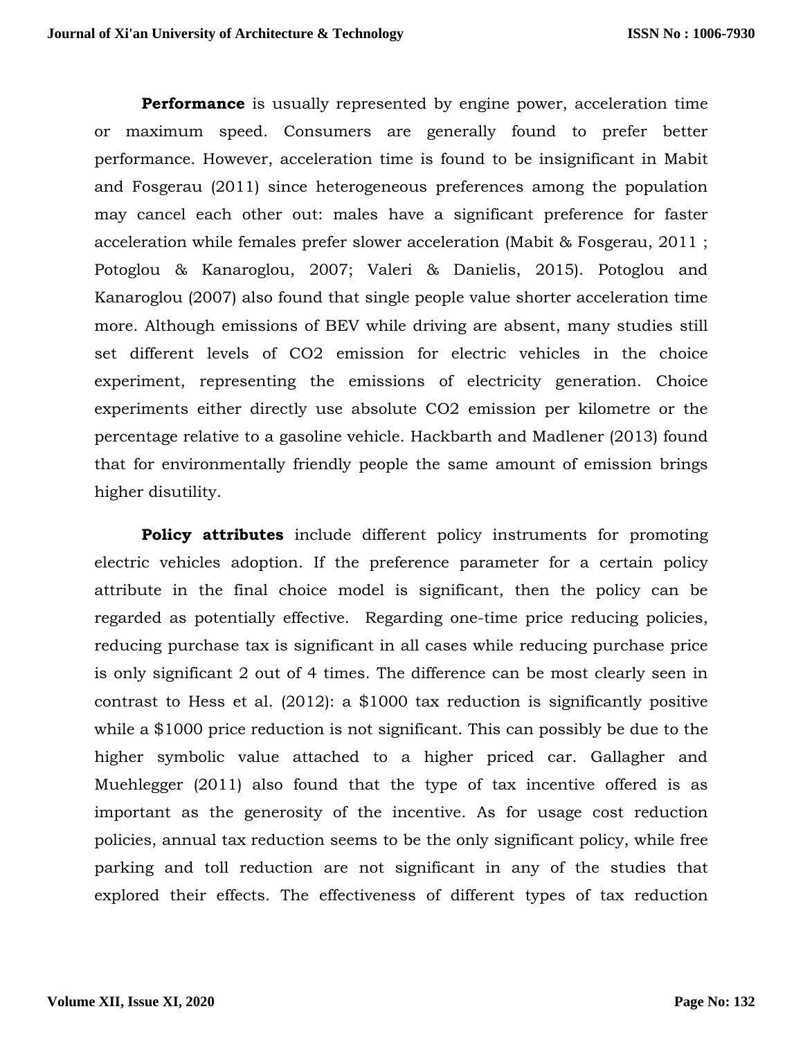**Performance** is usually represented by engine power, acceleration time or maximum speed. Consumers are generally found to prefer better performance. However, acceleration time is found to be insignificant in Mabit and Fosgerau (2011) since heterogeneous preferences among the population may cancel each other out: males have a significant preference for faster acceleration while females prefer slower acceleration (Mabit & Fosgerau, 2011 ; Potoglou & Kanaroglou, 2007; Valeri & Danielis, 2015). Potoglou and Kanaroglou (2007) also found that single people value shorter acceleration time more. Although emissions of BEV while driving are absent, many studies still set different levels of $CO_2$ emission for electric vehicles in the choice experiment, representing the emissions of electricity generation. Choice experiments either directly use absolute $CO_2$ emission per kilometre or the percentage relative to a gasoline vehicle. Hackbarth and Madlener (2013) found that for environmentally friendly people the same amount of emission brings higher disutility.

**Policy attributes** include different policy instruments for promoting electric vehicles adoption. If the preference parameter for a certain policy attribute in the final choice model is significant, then the policy can be regarded as potentially effective. Regarding one-time price reducing policies, reducing purchase tax is significant in all cases while reducing purchase price is only significant 2 out of 4 times. The difference can be most clearly seen in contrast to Hess et al. (2012): a \$1000 tax reduction is significantly positive while a \$1000 price reduction is not significant. This can possibly be due to the higher symbolic value attached to a higher priced car. Gallagher and Muehlegger (2011) also found that the type of tax incentive offered is as important as the generosity of the incentive. As for usage cost reduction policies, annual tax reduction seems to be the only significant policy, while free parking and toll reduction are not significant in any of the studies that explored their effects. The effectiveness of different types of tax reduction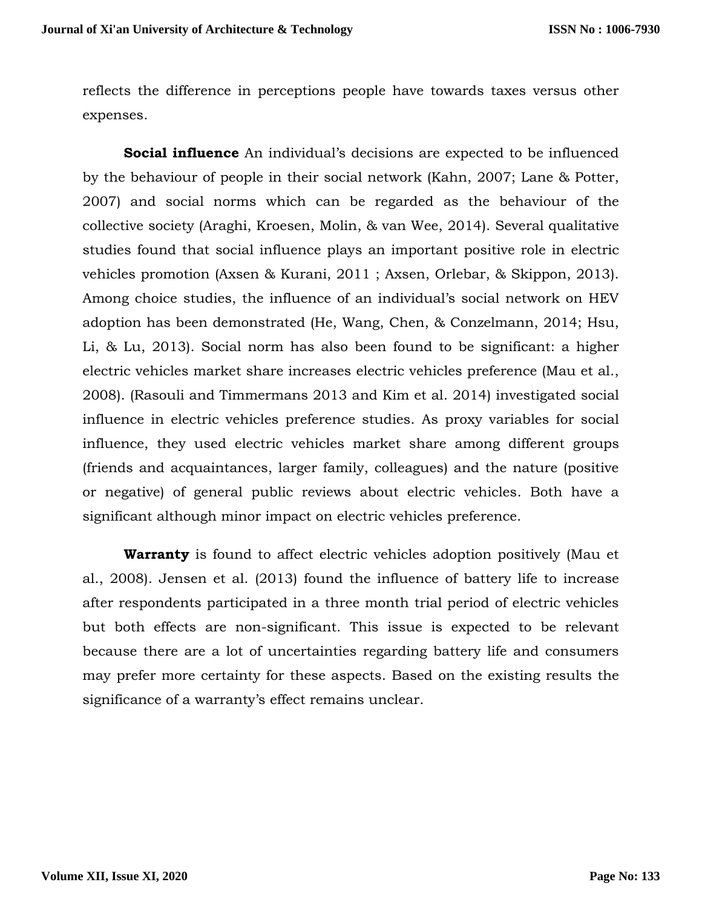reflects the difference in perceptions people have towards taxes versus other expenses.

**Social influence** An individual's decisions are expected to be influenced by the behaviour of people in their social network (Kahn, 2007; Lane & Potter, 2007) and social norms which can be regarded as the behaviour of the collective society (Araghi, Kroesen, Molin, & van Wee, 2014). Several qualitative studies found that social influence plays an important positive role in electric vehicles promotion (Axsen & Kurani, 2011 ; Axsen, Orlebar, & Skippon, 2013). Among choice studies, the influence of an individual's social network on HEV adoption has been demonstrated (He, Wang, Chen, & Conzelmann, 2014; Hsu, Li, & Lu, 2013). Social norm has also been found to be significant: a higher electric vehicles market share increases electric vehicles preference (Mau et al., 2008). (Rasouli and Timmermans 2013 and Kim et al. 2014) investigated social influence in electric vehicles preference studies. As proxy variables for social influence, they used electric vehicles market share among different groups (friends and acquaintances, larger family, colleagues) and the nature (positive or negative) of general public reviews about electric vehicles. Both have a significant although minor impact on electric vehicles preference.

**Warranty** is found to affect electric vehicles adoption positively (Mau et al., 2008). Jensen et al. (2013) found the influence of battery life to increase after respondents participated in a three month trial period of electric vehicles but both effects are non-significant. This issue is expected to be relevant because there are a lot of uncertainties regarding battery life and consumers may prefer more certainty for these aspects. Based on the existing results the significance of a warranty's effect remains unclear.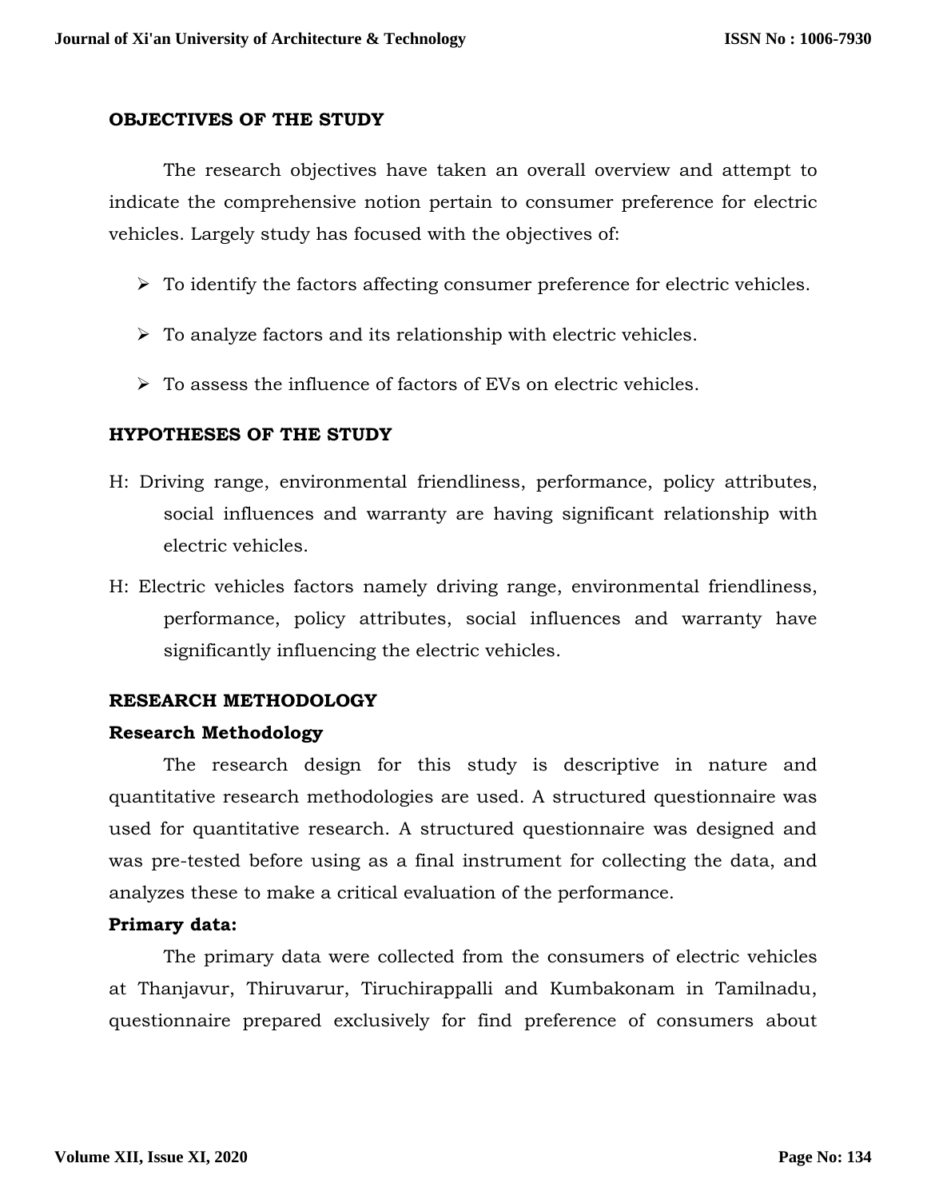## OBJECTIVES OF THE STUDY

The research objectives have taken an overall overview and attempt to indicate the comprehensive notion pertain to consumer preference for electric vehicles. Largely study has focused with the objectives of:

- To identify the factors affecting consumer preference for electric vehicles.
- To analyze factors and its relationship with electric vehicles.
- To assess the influence of factors of EVs on electric vehicles.

## HYPOTHESES OF THE STUDY

H: Driving range, environmental friendliness, performance, policy attributes, social influences and warranty are having significant relationship with electric vehicles.

H: Electric vehicles factors namely driving range, environmental friendliness, performance, policy attributes, social influences and warranty have significantly influencing the electric vehicles.

## RESEARCH METHODOLOGY

### Research Methodology

The research design for this study is descriptive in nature and quantitative research methodologies are used. A structured questionnaire was used for quantitative research. A structured questionnaire was designed and was pre-tested before using as a final instrument for collecting the data, and analyzes these to make a critical evaluation of the performance.

### Primary data:

The primary data were collected from the consumers of electric vehicles at Thanjavur, Thiruvarur, Tiruchirappalli and Kumbakonam in Tamilnadu, questionnaire prepared exclusively for find preference of consumers about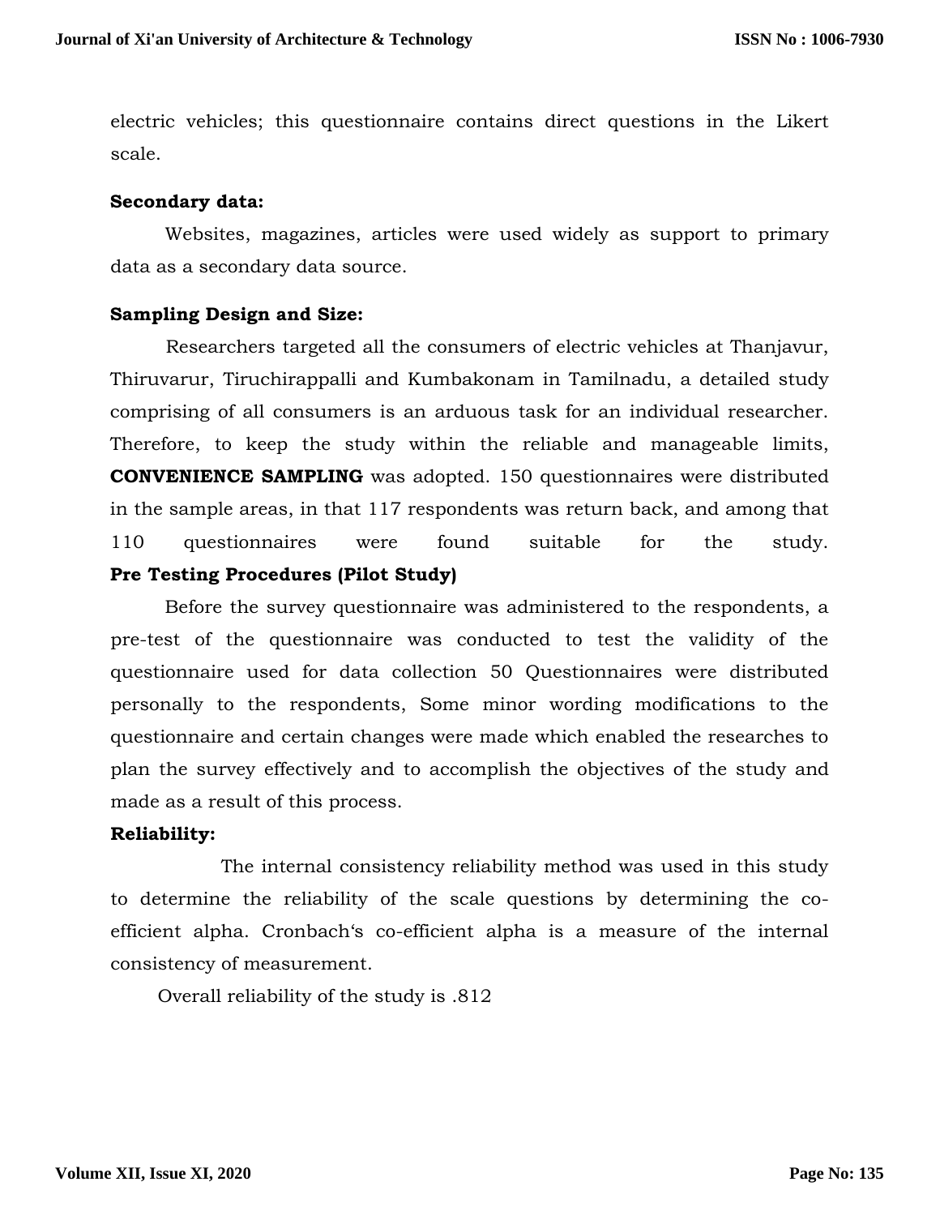electric vehicles; this questionnaire contains direct questions in the Likert scale.

**Secondary data:**

Websites, magazines, articles were used widely as support to primary data as a secondary data source.

**Sampling Design and Size:**

Researchers targeted all the consumers of electric vehicles at Thanjavur, Thiruvarur, Tiruchirappalli and Kumbakonam in Tamilnadu, a detailed study comprising of all consumers is an arduous task for an individual researcher. Therefore, to keep the study within the reliable and manageable limits, **CONVENIENCE SAMPLING** was adopted. 150 questionnaires were distributed in the sample areas, in that 117 respondents was return back, and among that 110 questionnaires were found suitable for the study.

**Pre Testing Procedures (Pilot Study)**

Before the survey questionnaire was administered to the respondents, a pre-test of the questionnaire was conducted to test the validity of the questionnaire used for data collection 50 Questionnaires were distributed personally to the respondents, Some minor wording modifications to the questionnaire and certain changes were made which enabled the researches to plan the survey effectively and to accomplish the objectives of the study and made as a result of this process.

**Reliability:**

The internal consistency reliability method was used in this study to determine the reliability of the scale questions by determining the co-efficient alpha. Cronbach's co-efficient alpha is a measure of the internal consistency of measurement.

Overall reliability of the study is .812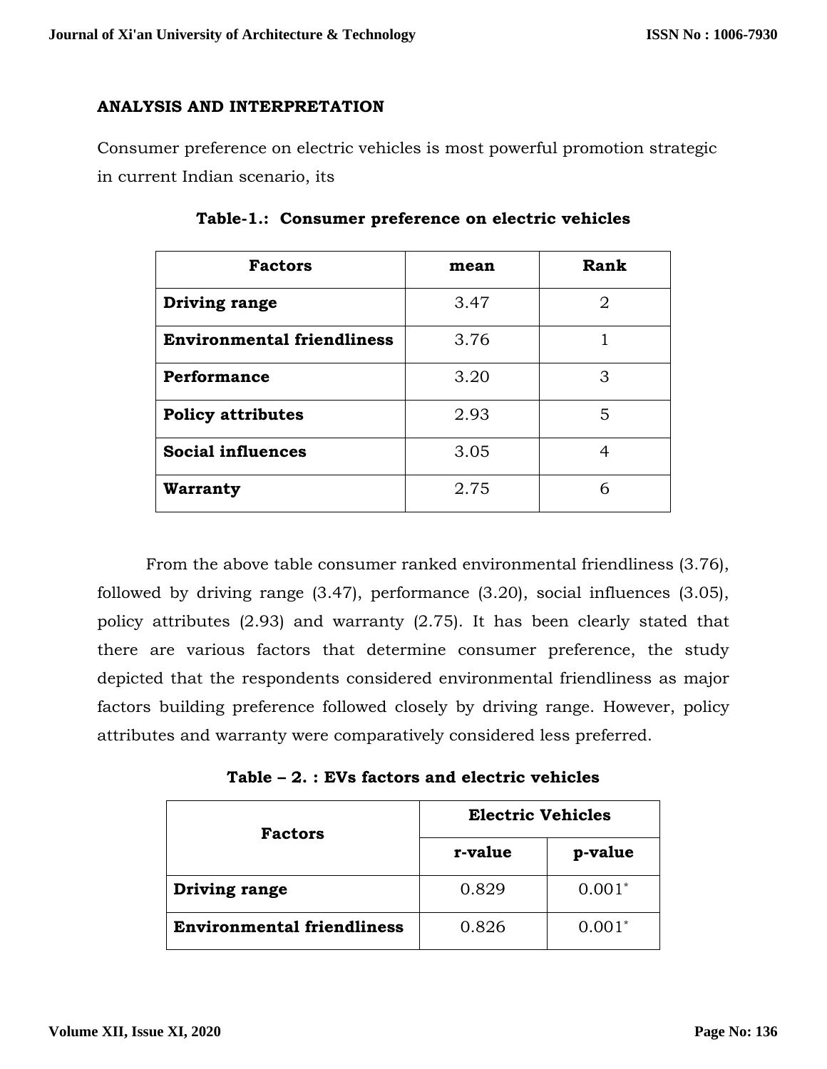## ANALYSIS AND INTERPRETATION

Consumer preference on electric vehicles is most powerful promotion strategic in current Indian scenario, its

**Table-1.: Consumer preference on electric vehicles**

| Factors | mean | Rank |
|---|---|---|
| **Driving range** | 3.47 | 2 |
| **Environmental friendliness** | 3.76 | 1 |
| **Performance** | 3.20 | 3 |
| **Policy attributes** | 2.93 | 5 |
| **Social influences** | 3.05 | 4 |
| **Warranty** | 2.75 | 6 |

From the above table consumer ranked environmental friendliness (3.76), followed by driving range (3.47), performance (3.20), social influences (3.05), policy attributes (2.93) and warranty (2.75). It has been clearly stated that there are various factors that determine consumer preference, the study depicted that the respondents considered environmental friendliness as major factors building preference followed closely by driving range. However, policy attributes and warranty were comparatively considered less preferred.

**Table – 2. : EVs factors and electric vehicles**

| Factors | Electric Vehicles | |
|---|---|---|
| | **r-value** | **p-value** |
| **Driving range** | 0.829 | 0.001* |
| **Environmental friendliness** | 0.826 | 0.001* |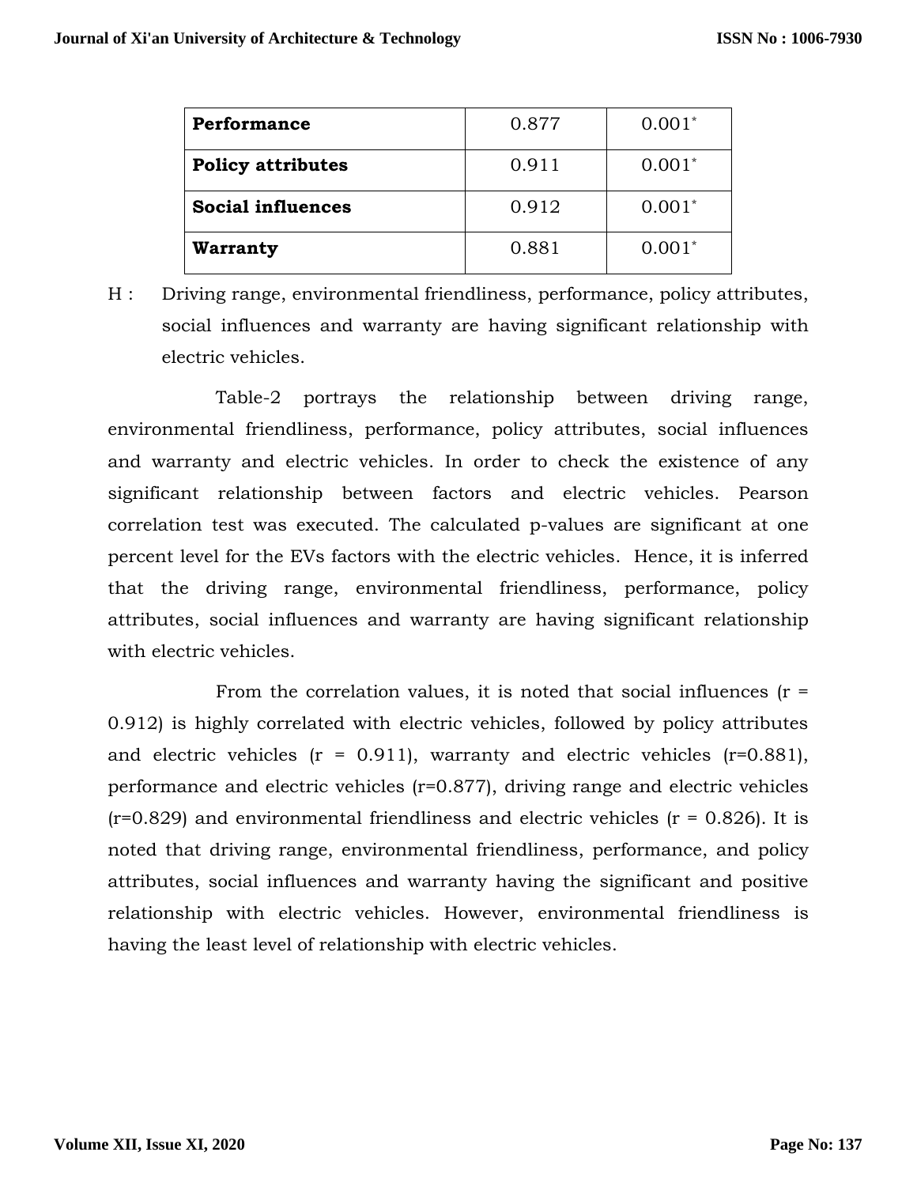| **Performance** | 0.877 | 0.001* |
|---|---|---|
| **Policy attributes** | 0.911 | 0.001* |
| **Social influences** | 0.912 | 0.001* |
| **Warranty** | 0.881 | 0.001* |

H : Driving range, environmental friendliness, performance, policy attributes, social influences and warranty are having significant relationship with electric vehicles.

Table-2 portrays the relationship between driving range, environmental friendliness, performance, policy attributes, social influences and warranty and electric vehicles. In order to check the existence of any significant relationship between factors and electric vehicles. Pearson correlation test was executed. The calculated p-values are significant at one percent level for the EVs factors with the electric vehicles. Hence, it is inferred that the driving range, environmental friendliness, performance, policy attributes, social influences and warranty are having significant relationship with electric vehicles.

From the correlation values, it is noted that social influences ($r = 0.912$) is highly correlated with electric vehicles, followed by policy attributes and electric vehicles ($r = 0.911$), warranty and electric vehicles ($r=0.881$), performance and electric vehicles ($r=0.877$), driving range and electric vehicles ($r=0.829$) and environmental friendliness and electric vehicles ($r = 0.826$). It is noted that driving range, environmental friendliness, performance, and policy attributes, social influences and warranty having the significant and positive relationship with electric vehicles. However, environmental friendliness is having the least level of relationship with electric vehicles.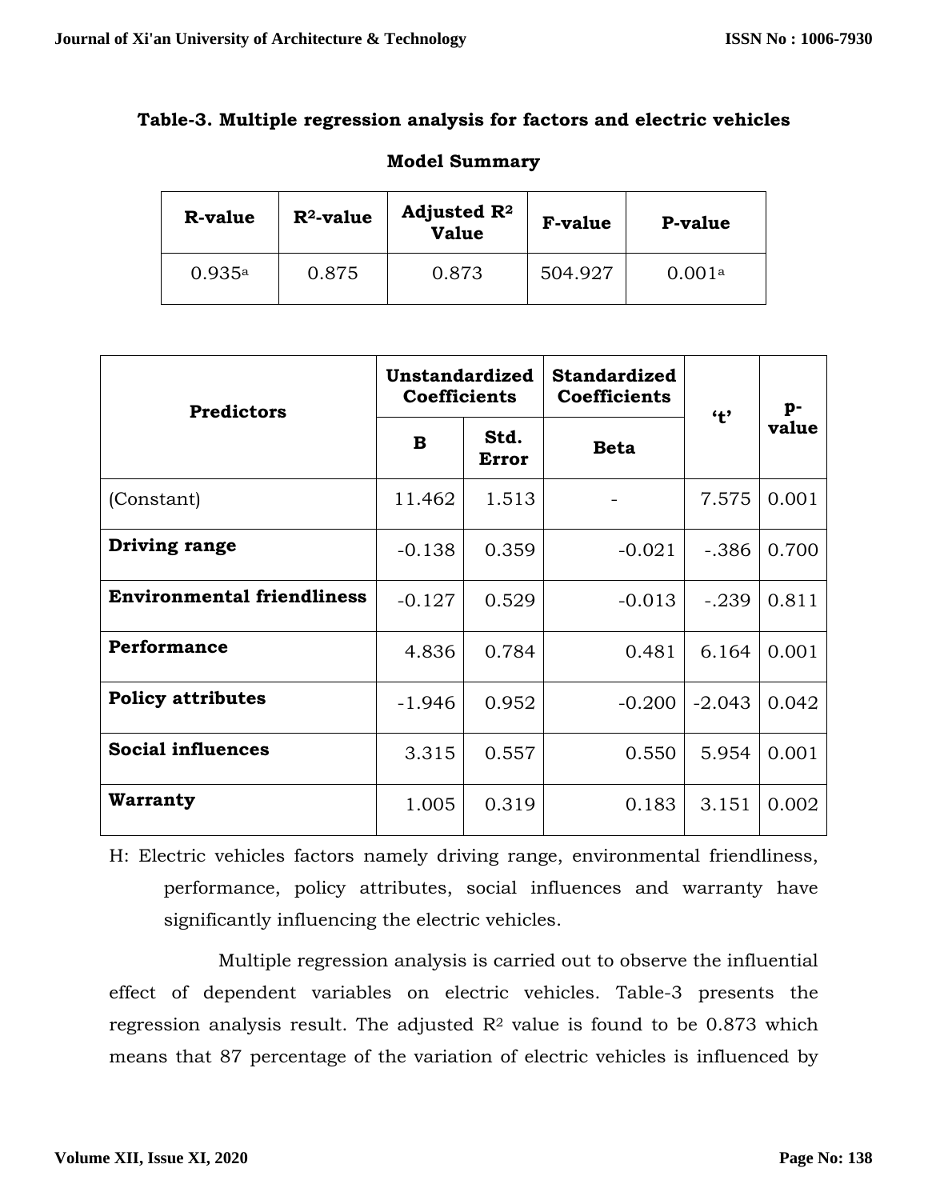**Table-3. Multiple regression analysis for factors and electric vehicles**

**Model Summary**

| R-value | $R^2$-value | Adjusted $R^2$ Value | F-value | P-value |
|---|---|---|---|---|
| 0.935[a] | 0.875 | 0.873 | 504.927 | 0.001[a] |

| Predictors | Unstandardized Coefficients | | Standardized Coefficients | 't' | p-value |
|---|---|---|---|---|---|
| | B | Std. Error | Beta | | |
| (Constant) | 11.462 | 1.513 | - | 7.575 | 0.001 |
| **Driving range** | -0.138 | 0.359 | -0.021 | -.386 | 0.700 |
| **Environmental friendliness** | -0.127 | 0.529 | -0.013 | -.239 | 0.811 |
| **Performance** | 4.836 | 0.784 | 0.481 | 6.164 | 0.001 |
| **Policy attributes** | -1.946 | 0.952 | -0.200 | -2.043 | 0.042 |
| **Social influences** | 3.315 | 0.557 | 0.550 | 5.954 | 0.001 |
| **Warranty** | 1.005 | 0.319 | 0.183 | 3.151 | 0.002 |

H: Electric vehicles factors namely driving range, environmental friendliness, performance, policy attributes, social influences and warranty have significantly influencing the electric vehicles.

Multiple regression analysis is carried out to observe the influential effect of dependent variables on electric vehicles. Table-3 presents the regression analysis result. The adjusted $R^2$ value is found to be 0.873 which means that 87 percentage of the variation of electric vehicles is influenced by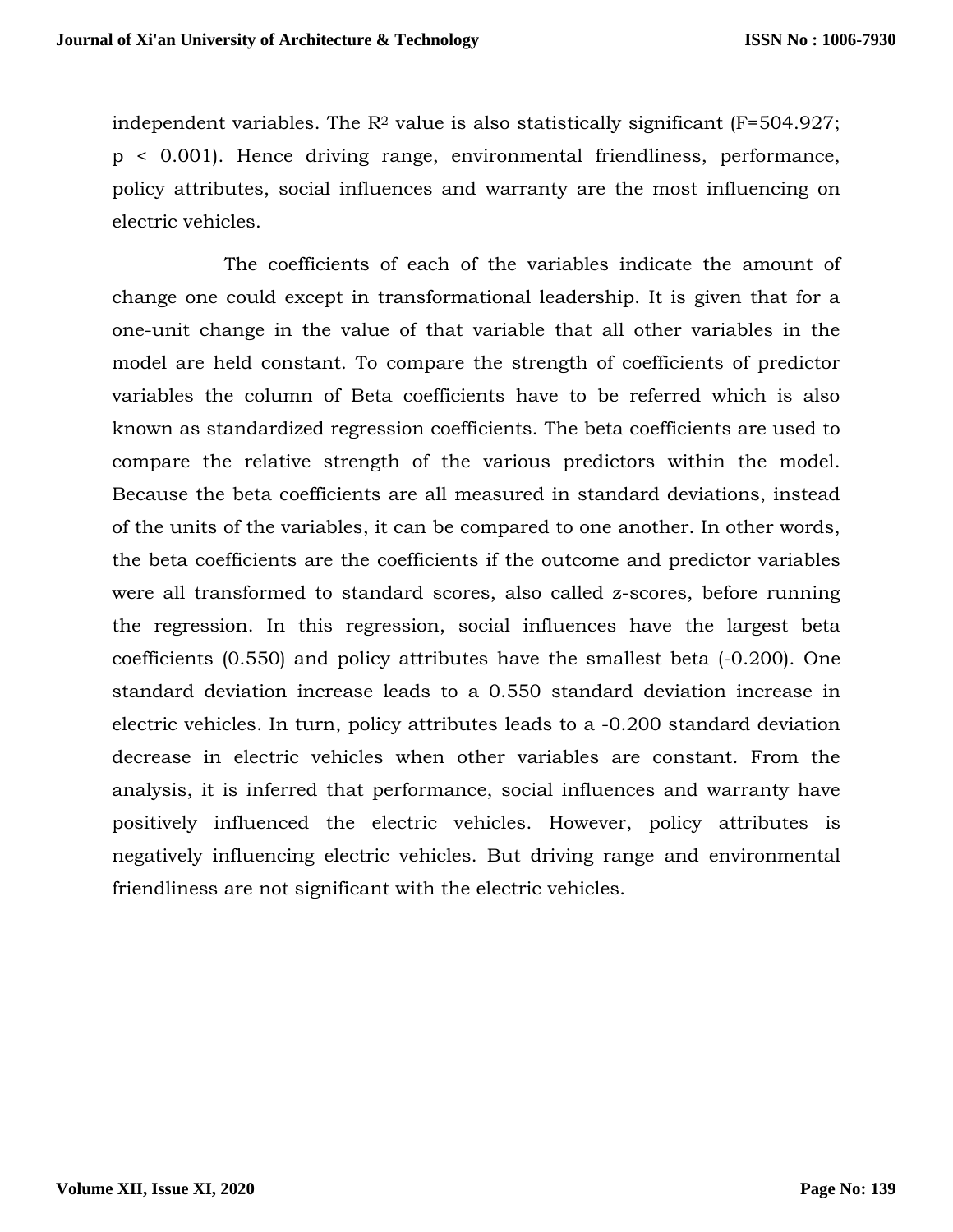independent variables. The $R^2$ value is also statistically significant ($F=504.927$; $p < 0.001$). Hence driving range, environmental friendliness, performance, policy attributes, social influences and warranty are the most influencing on electric vehicles.

The coefficients of each of the variables indicate the amount of change one could except in transformational leadership. It is given that for a one-unit change in the value of that variable that all other variables in the model are held constant. To compare the strength of coefficients of predictor variables the column of Beta coefficients have to be referred which is also known as standardized regression coefficients. The beta coefficients are used to compare the relative strength of the various predictors within the model. Because the beta coefficients are all measured in standard deviations, instead of the units of the variables, it can be compared to one another. In other words, the beta coefficients are the coefficients if the outcome and predictor variables were all transformed to standard scores, also called z-scores, before running the regression. In this regression, social influences have the largest beta coefficients (0.550) and policy attributes have the smallest beta (-0.200). One standard deviation increase leads to a 0.550 standard deviation increase in electric vehicles. In turn, policy attributes leads to a -0.200 standard deviation decrease in electric vehicles when other variables are constant. From the analysis, it is inferred that performance, social influences and warranty have positively influenced the electric vehicles. However, policy attributes is negatively influencing electric vehicles. But driving range and environmental friendliness are not significant with the electric vehicles.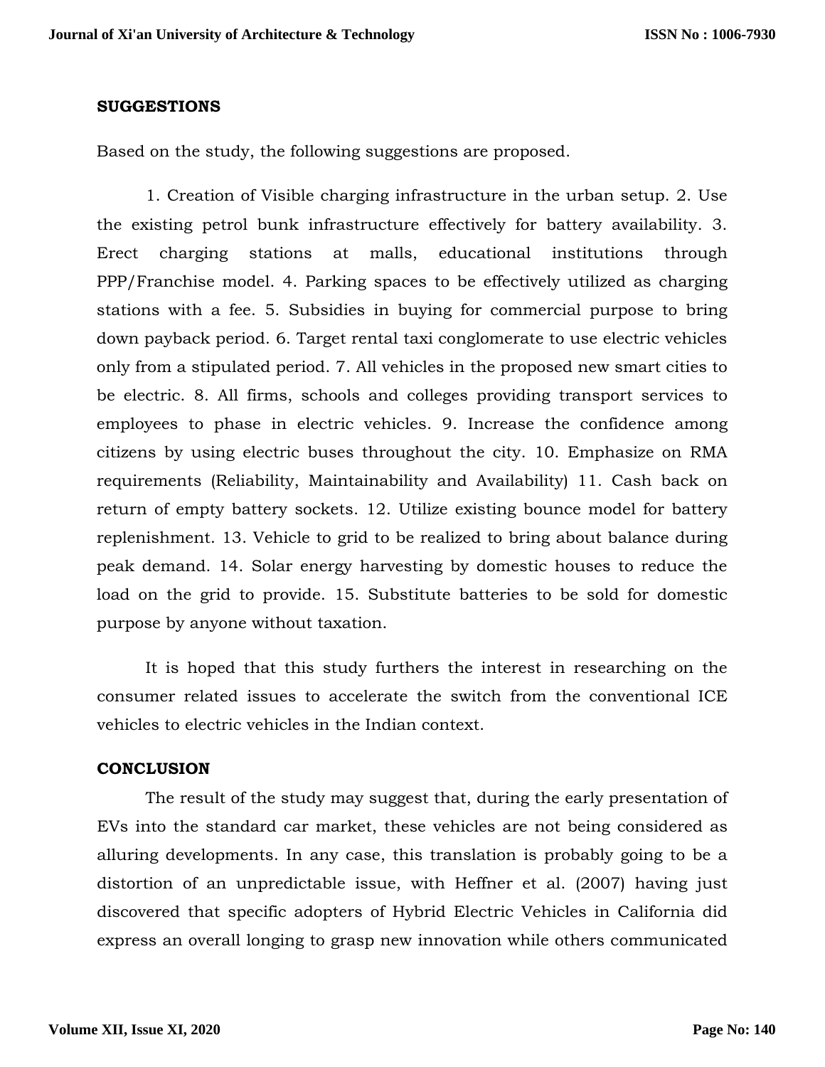## SUGGESTIONS

Based on the study, the following suggestions are proposed.

1. Creation of Visible charging infrastructure in the urban setup. 2. Use the existing petrol bunk infrastructure effectively for battery availability. 3. Erect charging stations at malls, educational institutions through PPP/Franchise model. 4. Parking spaces to be effectively utilized as charging stations with a fee. 5. Subsidies in buying for commercial purpose to bring down payback period. 6. Target rental taxi conglomerate to use electric vehicles only from a stipulated period. 7. All vehicles in the proposed new smart cities to be electric. 8. All firms, schools and colleges providing transport services to employees to phase in electric vehicles. 9. Increase the confidence among citizens by using electric buses throughout the city. 10. Emphasize on RMA requirements (Reliability, Maintainability and Availability) 11. Cash back on return of empty battery sockets. 12. Utilize existing bounce model for battery replenishment. 13. Vehicle to grid to be realized to bring about balance during peak demand. 14. Solar energy harvesting by domestic houses to reduce the load on the grid to provide. 15. Substitute batteries to be sold for domestic purpose by anyone without taxation.

It is hoped that this study furthers the interest in researching on the consumer related issues to accelerate the switch from the conventional ICE vehicles to electric vehicles in the Indian context.

## CONCLUSION

The result of the study may suggest that, during the early presentation of EVs into the standard car market, these vehicles are not being considered as alluring developments. In any case, this translation is probably going to be a distortion of an unpredictable issue, with Heffner et al. (2007) having just discovered that specific adopters of Hybrid Electric Vehicles in California did express an overall longing to grasp new innovation while others communicated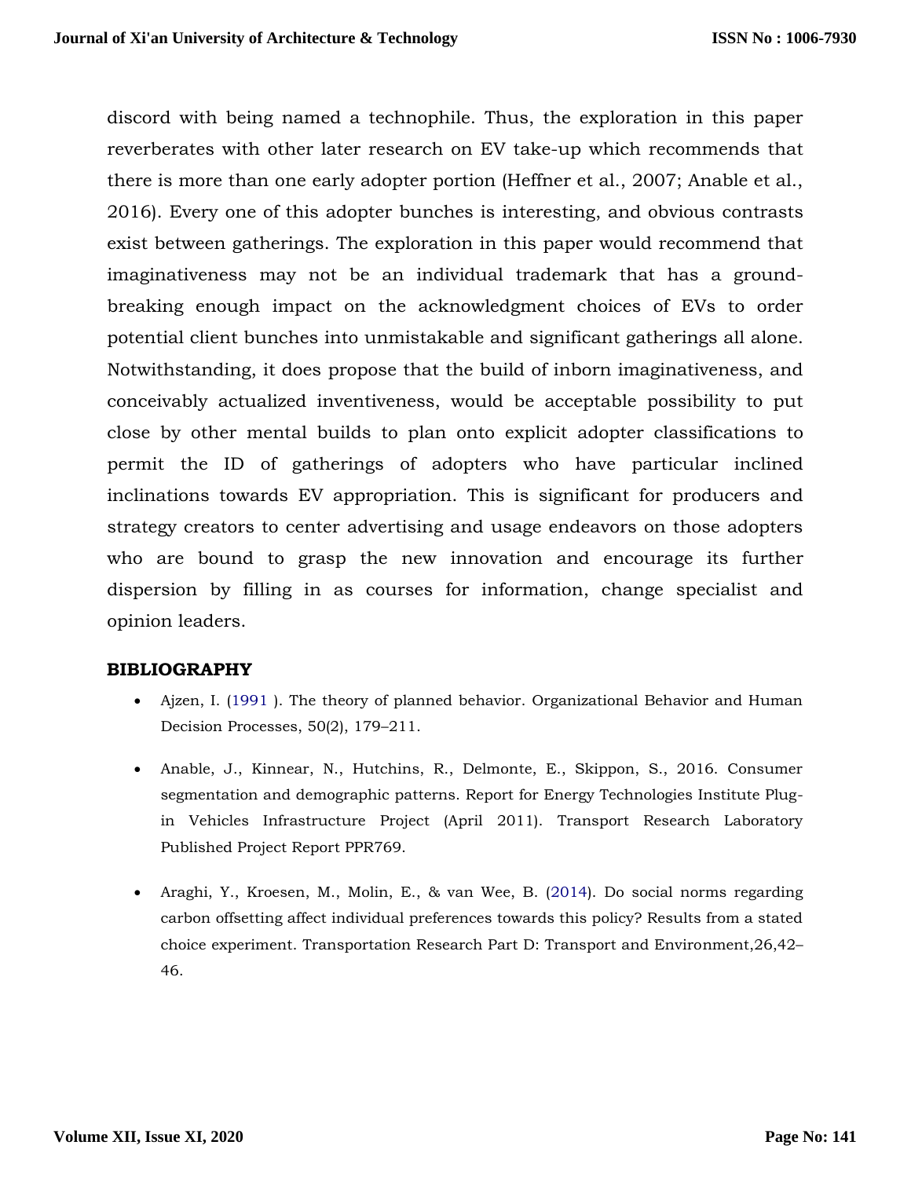discord with being named a technophile. Thus, the exploration in this paper reverberates with other later research on EV take-up which recommends that there is more than one early adopter portion (Heffner et al., 2007; Anable et al., 2016). Every one of this adopter bunches is interesting, and obvious contrasts exist between gatherings. The exploration in this paper would recommend that imaginativeness may not be an individual trademark that has a ground-breaking enough impact on the acknowledgment choices of EVs to order potential client bunches into unmistakable and significant gatherings all alone. Notwithstanding, it does propose that the build of inborn imaginativeness, and conceivably actualized inventiveness, would be acceptable possibility to put close by other mental builds to plan onto explicit adopter classifications to permit the ID of gatherings of adopters who have particular inclined inclinations towards EV appropriation. This is significant for producers and strategy creators to center advertising and usage endeavors on those adopters who are bound to grasp the new innovation and encourage its further dispersion by filling in as courses for information, change specialist and opinion leaders.

## BIBLIOGRAPHY

- Ajzen, I. (1991 ). The theory of planned behavior. Organizational Behavior and Human Decision Processes, 50(2), 179–211.
- Anable, J., Kinnear, N., Hutchins, R., Delmonte, E., Skippon, S., 2016. Consumer segmentation and demographic patterns. Report for Energy Technologies Institute Plug-in Vehicles Infrastructure Project (April 2011). Transport Research Laboratory Published Project Report PPR769.
- Araghi, Y., Kroesen, M., Molin, E., & van Wee, B. (2014). Do social norms regarding carbon offsetting affect individual preferences towards this policy? Results from a stated choice experiment. Transportation Research Part D: Transport and Environment,26,42–46.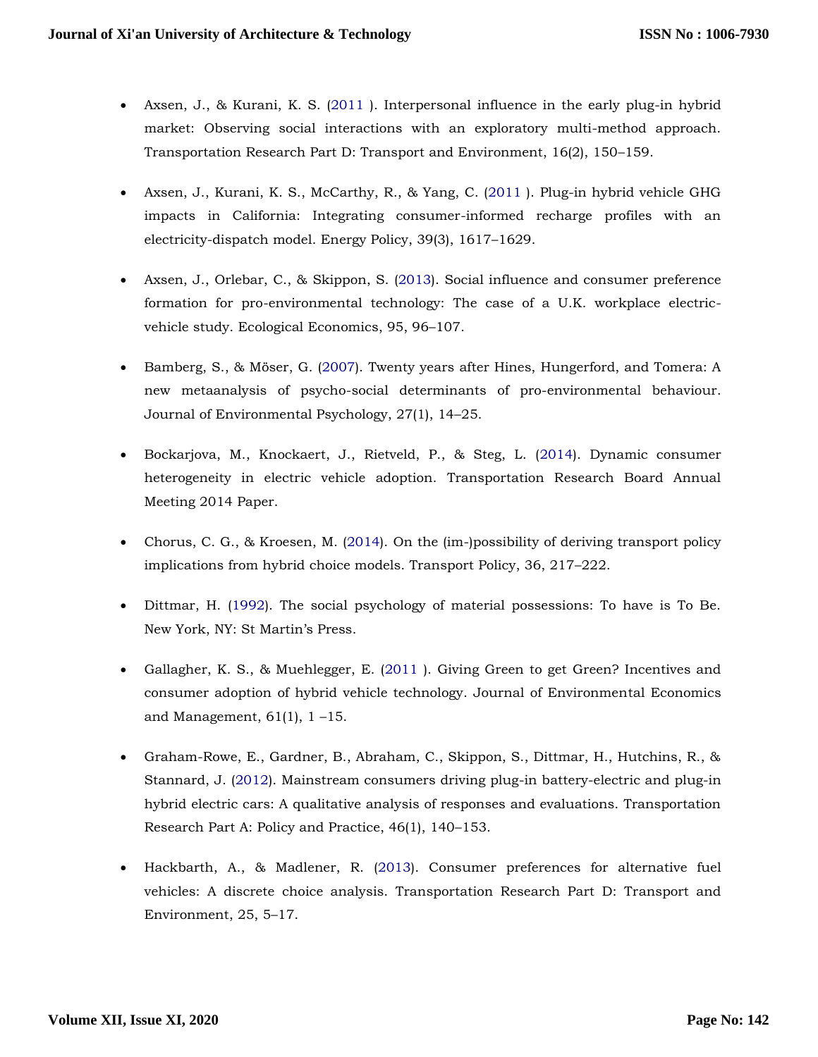- Axsen, J., & Kurani, K. S. (2011 ). Interpersonal influence in the early plug-in hybrid market: Observing social interactions with an exploratory multi-method approach. Transportation Research Part D: Transport and Environment, 16(2), 150–159.

- Axsen, J., Kurani, K. S., McCarthy, R., & Yang, C. (2011 ). Plug-in hybrid vehicle GHG impacts in California: Integrating consumer-informed recharge profiles with an electricity-dispatch model. Energy Policy, 39(3), 1617–1629.

- Axsen, J., Orlebar, C., & Skippon, S. (2013). Social influence and consumer preference formation for pro-environmental technology: The case of a U.K. workplace electric-vehicle study. Ecological Economics, 95, 96–107.

- Bamberg, S., & Möser, G. (2007). Twenty years after Hines, Hungerford, and Tomera: A new metaanalysis of psycho-social determinants of pro-environmental behaviour. Journal of Environmental Psychology, 27(1), 14–25.

- Bockarjova, M., Knockaert, J., Rietveld, P., & Steg, L. (2014). Dynamic consumer heterogeneity in electric vehicle adoption. Transportation Research Board Annual Meeting 2014 Paper.

- Chorus, C. G., & Kroesen, M. (2014). On the (im-)possibility of deriving transport policy implications from hybrid choice models. Transport Policy, 36, 217–222.

- Dittmar, H. (1992). The social psychology of material possessions: To have is To Be. New York, NY: St Martin's Press.

- Gallagher, K. S., & Muehlegger, E. (2011 ). Giving Green to get Green? Incentives and consumer adoption of hybrid vehicle technology. Journal of Environmental Economics and Management, 61(1), 1 –15.

- Graham-Rowe, E., Gardner, B., Abraham, C., Skippon, S., Dittmar, H., Hutchins, R., & Stannard, J. (2012). Mainstream consumers driving plug-in battery-electric and plug-in hybrid electric cars: A qualitative analysis of responses and evaluations. Transportation Research Part A: Policy and Practice, 46(1), 140–153.

- Hackbarth, A., & Madlener, R. (2013). Consumer preferences for alternative fuel vehicles: A discrete choice analysis. Transportation Research Part D: Transport and Environment, 25, 5–17.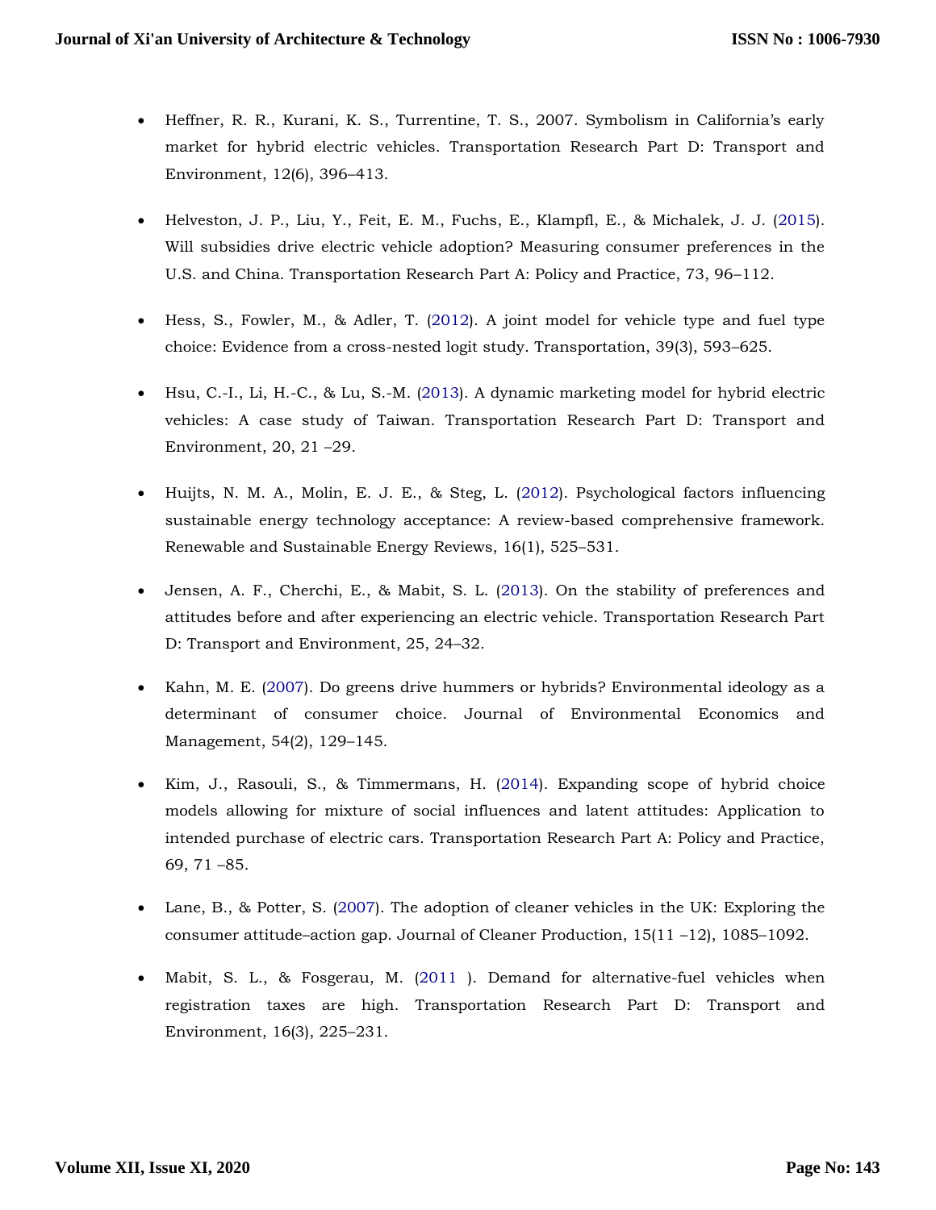- Heffner, R. R., Kurani, K. S., Turrentine, T. S., 2007. Symbolism in California's early market for hybrid electric vehicles. Transportation Research Part D: Transport and Environment, 12(6), 396–413.

- Helveston, J. P., Liu, Y., Feit, E. M., Fuchs, E., Klampfl, E., & Michalek, J. J. (2015). Will subsidies drive electric vehicle adoption? Measuring consumer preferences in the U.S. and China. Transportation Research Part A: Policy and Practice, 73, 96–112.

- Hess, S., Fowler, M., & Adler, T. (2012). A joint model for vehicle type and fuel type choice: Evidence from a cross-nested logit study. Transportation, 39(3), 593–625.

- Hsu, C.-I., Li, H.-C., & Lu, S.-M. (2013). A dynamic marketing model for hybrid electric vehicles: A case study of Taiwan. Transportation Research Part D: Transport and Environment, 20, 21 –29.

- Huijts, N. M. A., Molin, E. J. E., & Steg, L. (2012). Psychological factors influencing sustainable energy technology acceptance: A review-based comprehensive framework. Renewable and Sustainable Energy Reviews, 16(1), 525–531.

- Jensen, A. F., Cherchi, E., & Mabit, S. L. (2013). On the stability of preferences and attitudes before and after experiencing an electric vehicle. Transportation Research Part D: Transport and Environment, 25, 24–32.

- Kahn, M. E. (2007). Do greens drive hummers or hybrids? Environmental ideology as a determinant of consumer choice. Journal of Environmental Economics and Management, 54(2), 129–145.

- Kim, J., Rasouli, S., & Timmermans, H. (2014). Expanding scope of hybrid choice models allowing for mixture of social influences and latent attitudes: Application to intended purchase of electric cars. Transportation Research Part A: Policy and Practice, 69, 71 –85.

- Lane, B., & Potter, S. (2007). The adoption of cleaner vehicles in the UK: Exploring the consumer attitude–action gap. Journal of Cleaner Production, 15(11 –12), 1085–1092.

- Mabit, S. L., & Fosgerau, M. (2011 ). Demand for alternative-fuel vehicles when registration taxes are high. Transportation Research Part D: Transport and Environment, 16(3), 225–231.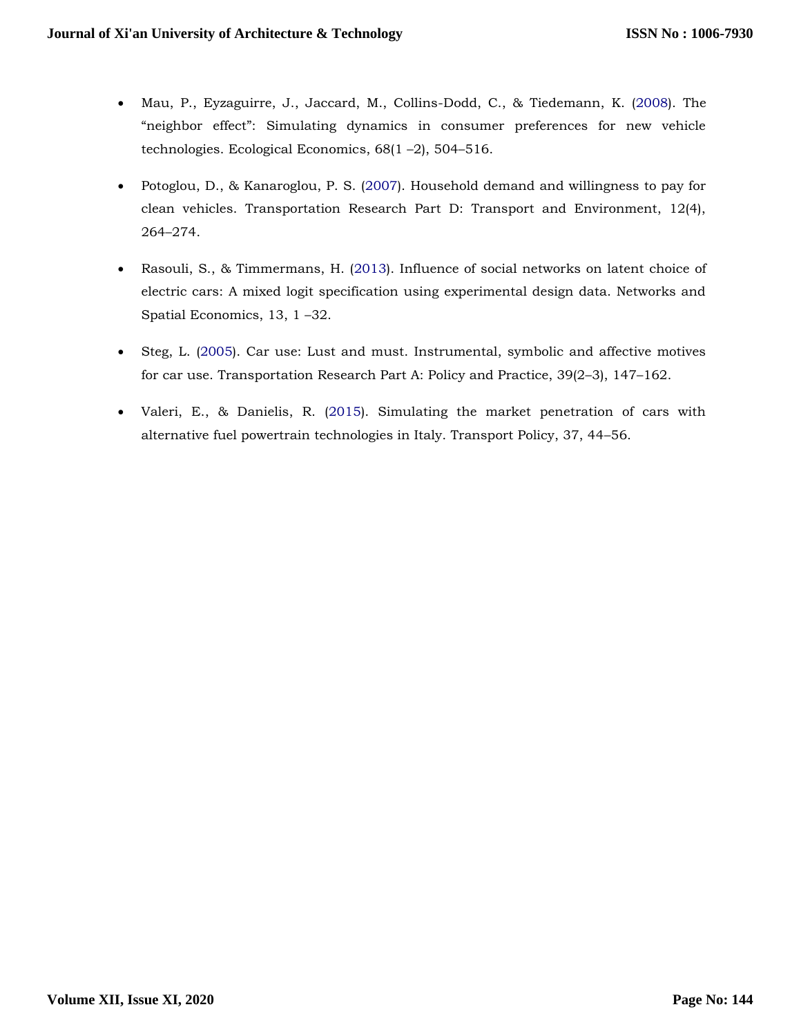- Mau, P., Eyzaguirre, J., Jaccard, M., Collins-Dodd, C., & Tiedemann, K. (2008). The “neighbor effect”: Simulating dynamics in consumer preferences for new vehicle technologies. Ecological Economics, 68(1 –2), 504–516.

- Potoglou, D., & Kanaroglou, P. S. (2007). Household demand and willingness to pay for clean vehicles. Transportation Research Part D: Transport and Environment, 12(4), 264–274.

- Rasouli, S., & Timmermans, H. (2013). Influence of social networks on latent choice of electric cars: A mixed logit specification using experimental design data. Networks and Spatial Economics, 13, 1 –32.

- Steg, L. (2005). Car use: Lust and must. Instrumental, symbolic and affective motives for car use. Transportation Research Part A: Policy and Practice, 39(2–3), 147–162.

- Valeri, E., & Danielis, R. (2015). Simulating the market penetration of cars with alternative fuel powertrain technologies in Italy. Transport Policy, 37, 44–56.